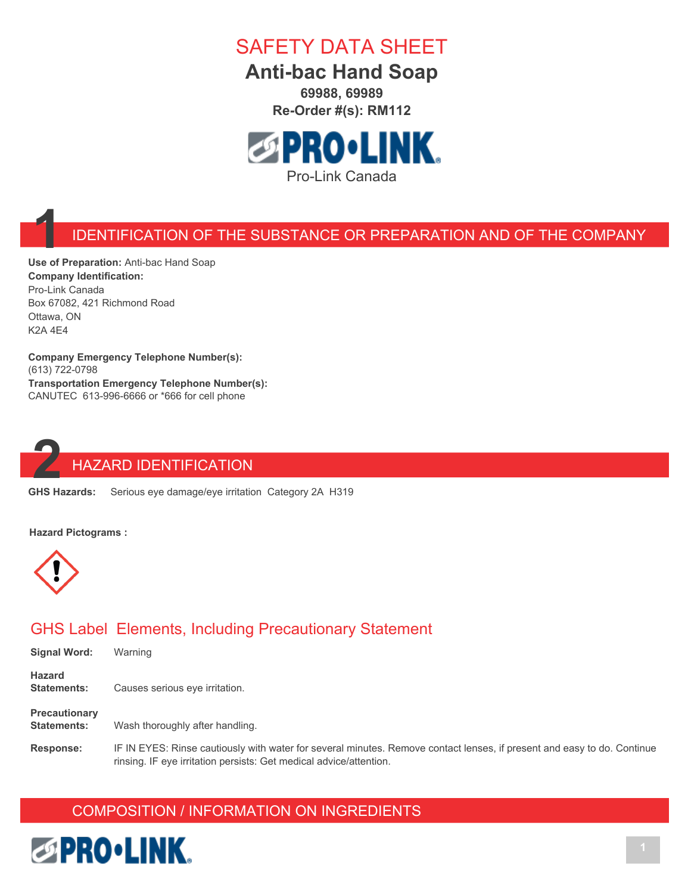# SAFETY DATA SHEET

## Anti-bac Hand Soap

**69988, 69989**

**Re-Order #(s): RM112**

Pro-Link Canada

## 1 IDENTIFICATION OF THE SUBSTANCE OR PREPARATION AND OF THE COMPANY

**Use of Preparation:** Anti-bac Hand Soap
**Company Identification:**
Pro-Link Canada
Box 67082, 421 Richmond Road
Ottawa, ON
K2A 4E4

**Company Emergency Telephone Number(s):**
(613) 722-0798
**Transportation Emergency Telephone Number(s):**
CANUTEC 613-996-6666 or *666 for cell phone

## 2 HAZARD IDENTIFICATION

**GHS Hazards:** Serious eye damage/eye irritation Category 2A H319

**Hazard Pictograms :**

### GHS Label Elements, Including Precautionary Statement

**Signal Word:** Warning

**Hazard Statements:** Causes serious eye irritation.

**Precautionary Statements:** Wash thoroughly after handling.

**Response:** IF IN EYES: Rinse cautiously with water for several minutes. Remove contact lenses, if present and easy to do. Continue rinsing. IF eye irritation persists: Get medical advice/attention.

## COMPOSITION / INFORMATION ON INGREDIENTS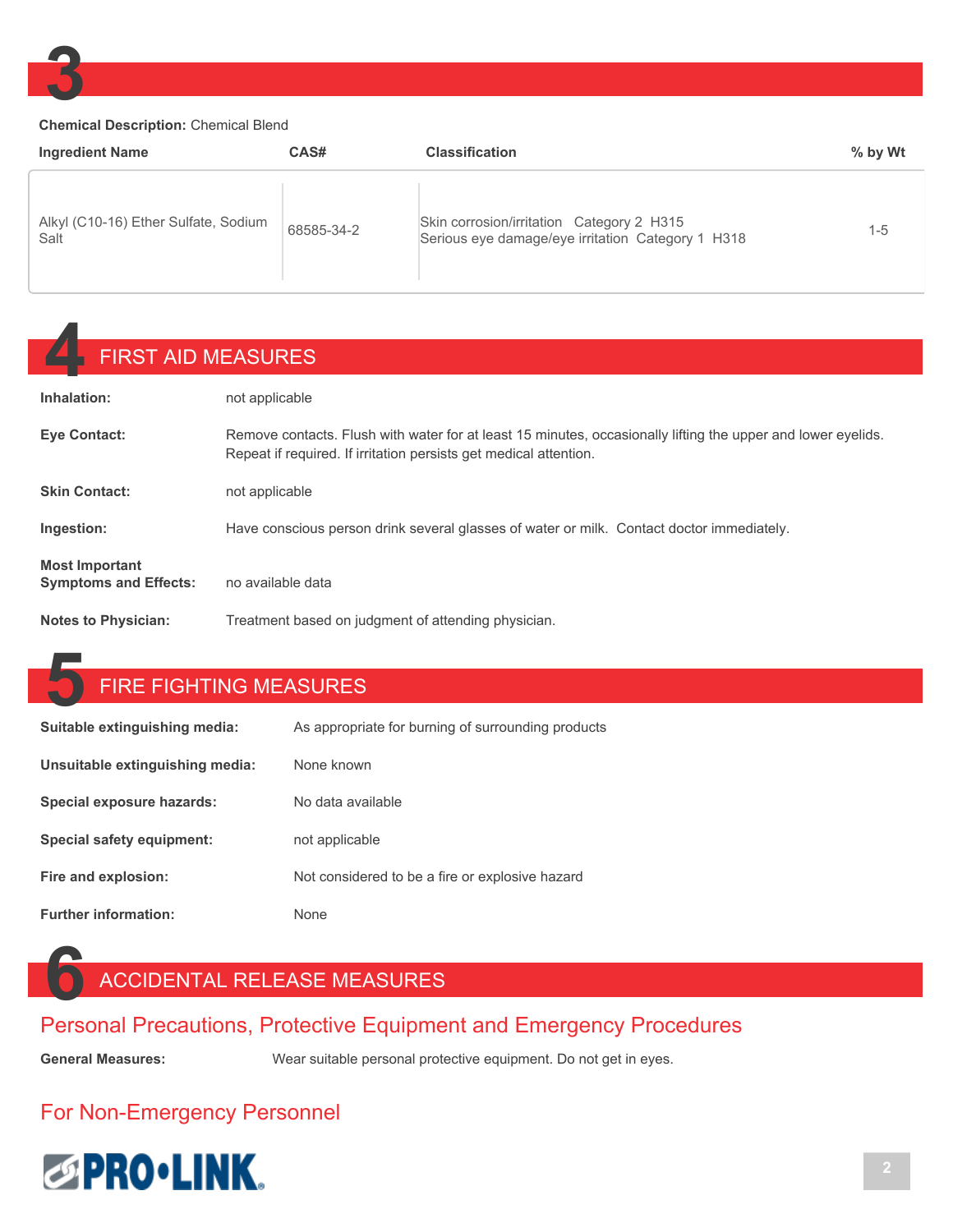# 3

**Chemical Description:** Chemical Blend

| Ingredient Name | CAS# | Classification | % by Wt |
|---|---|---|---|
| Alkyl (C10-16) Ether Sulfate, Sodium Salt | 68585-34-2 | Skin corrosion/irritation Category 2 H315<br>Serious eye damage/eye irritation Category 1 H318 | 1-5 |

# 4 FIRST AID MEASURES

**Inhalation:** not applicable

**Eye Contact:** Remove contacts. Flush with water for at least 15 minutes, occasionally lifting the upper and lower eyelids. Repeat if required. If irritation persists get medical attention.

**Skin Contact:** not applicable

**Ingestion:** Have conscious person drink several glasses of water or milk. Contact doctor immediately.

**Most Important Symptoms and Effects:** no available data

**Notes to Physician:** Treatment based on judgment of attending physician.

# 5 FIRE FIGHTING MEASURES

**Suitable extinguishing media:** As appropriate for burning of surrounding products

**Unsuitable extinguishing media:** None known

**Special exposure hazards:** No data available

**Special safety equipment:** not applicable

**Fire and explosion:** Not considered to be a fire or explosive hazard

**Further information:** None

# 6 ACCIDENTAL RELEASE MEASURES

## Personal Precautions, Protective Equipment and Emergency Procedures

**General Measures:** Wear suitable personal protective equipment. Do not get in eyes.

## For Non-Emergency Personnel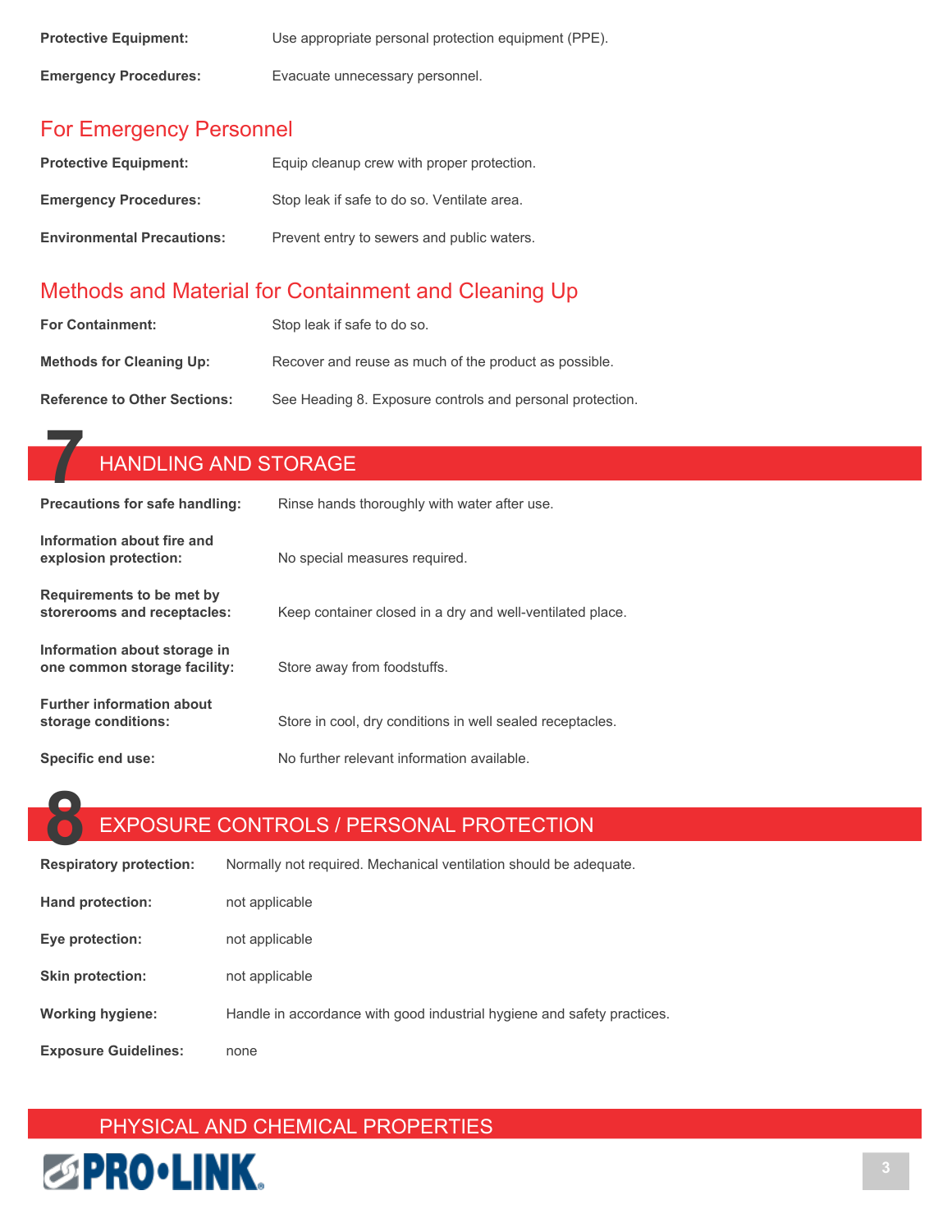**Protective Equipment:** Use appropriate personal protection equipment (PPE).

**Emergency Procedures:** Evacuate unnecessary personnel.

## For Emergency Personnel

**Protective Equipment:** Equip cleanup crew with proper protection.

**Emergency Procedures:** Stop leak if safe to do so. Ventilate area.

**Environmental Precautions:** Prevent entry to sewers and public waters.

## Methods and Material for Containment and Cleaning Up

**For Containment:** Stop leak if safe to do so.

**Methods for Cleaning Up:** Recover and reuse as much of the product as possible.

**Reference to Other Sections:** See Heading 8. Exposure controls and personal protection.

# 7 HANDLING AND STORAGE

**Precautions for safe handling:** Rinse hands thoroughly with water after use.

**Information about fire and explosion protection:** No special measures required.

**Requirements to be met by storerooms and receptacles:** Keep container closed in a dry and well-ventilated place.

**Information about storage in one common storage facility:** Store away from foodstuffs.

**Further information about storage conditions:** Store in cool, dry conditions in well sealed receptacles.

**Specific end use:** No further relevant information available.

# 8 EXPOSURE CONTROLS / PERSONAL PROTECTION

**Respiratory protection:** Normally not required. Mechanical ventilation should be adequate.

**Hand protection:** not applicable

**Eye protection:** not applicable

**Skin protection:** not applicable

**Working hygiene:** Handle in accordance with good industrial hygiene and safety practices.

**Exposure Guidelines:** none

# PHYSICAL AND CHEMICAL PROPERTIES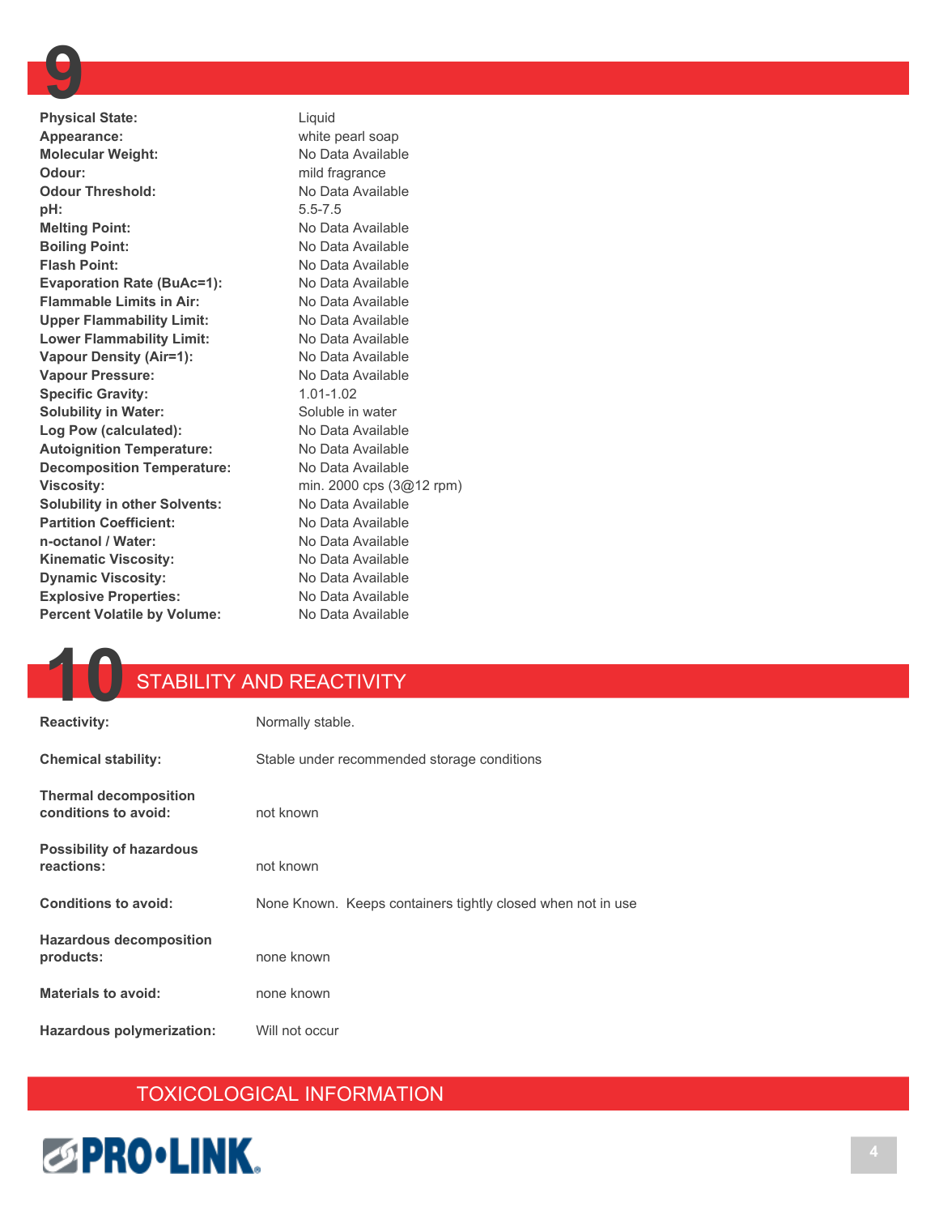## 9

| | |
|---|---|
| **Physical State:** | Liquid |
| **Appearance:** | white pearl soap |
| **Molecular Weight:** | No Data Available |
| **Odour:** | mild fragrance |
| **Odour Threshold:** | No Data Available |
| **pH:** | 5.5-7.5 |
| **Melting Point:** | No Data Available |
| **Boiling Point:** | No Data Available |
| **Flash Point:** | No Data Available |
| **Evaporation Rate (BuAc=1):** | No Data Available |
| **Flammable Limits in Air:** | No Data Available |
| **Upper Flammability Limit:** | No Data Available |
| **Lower Flammability Limit:** | No Data Available |
| **Vapour Density (Air=1):** | No Data Available |
| **Vapour Pressure:** | No Data Available |
| **Specific Gravity:** | 1.01-1.02 |
| **Solubility in Water:** | Soluble in water |
| **Log Pow (calculated):** | No Data Available |
| **Autoignition Temperature:** | No Data Available |
| **Decomposition Temperature:** | No Data Available |
| **Viscosity:** | min. 2000 cps (3@12 rpm) |
| **Solubility in other Solvents:** | No Data Available |
| **Partition Coefficient:** | No Data Available |
| **n-octanol / Water:** | No Data Available |
| **Kinematic Viscosity:** | No Data Available |
| **Dynamic Viscosity:** | No Data Available |
| **Explosive Properties:** | No Data Available |
| **Percent Volatile by Volume:** | No Data Available |

## 10 STABILITY AND REACTIVITY

| | |
|---|---|
| **Reactivity:** | Normally stable. |
| **Chemical stability:** | Stable under recommended storage conditions |
| **Thermal decomposition conditions to avoid:** | not known |
| **Possibility of hazardous reactions:** | not known |
| **Conditions to avoid:** | None Known. Keeps containers tightly closed when not in use |
| **Hazardous decomposition products:** | none known |
| **Materials to avoid:** | none known |
| **Hazardous polymerization:** | Will not occur |

## TOXICOLOGICAL INFORMATION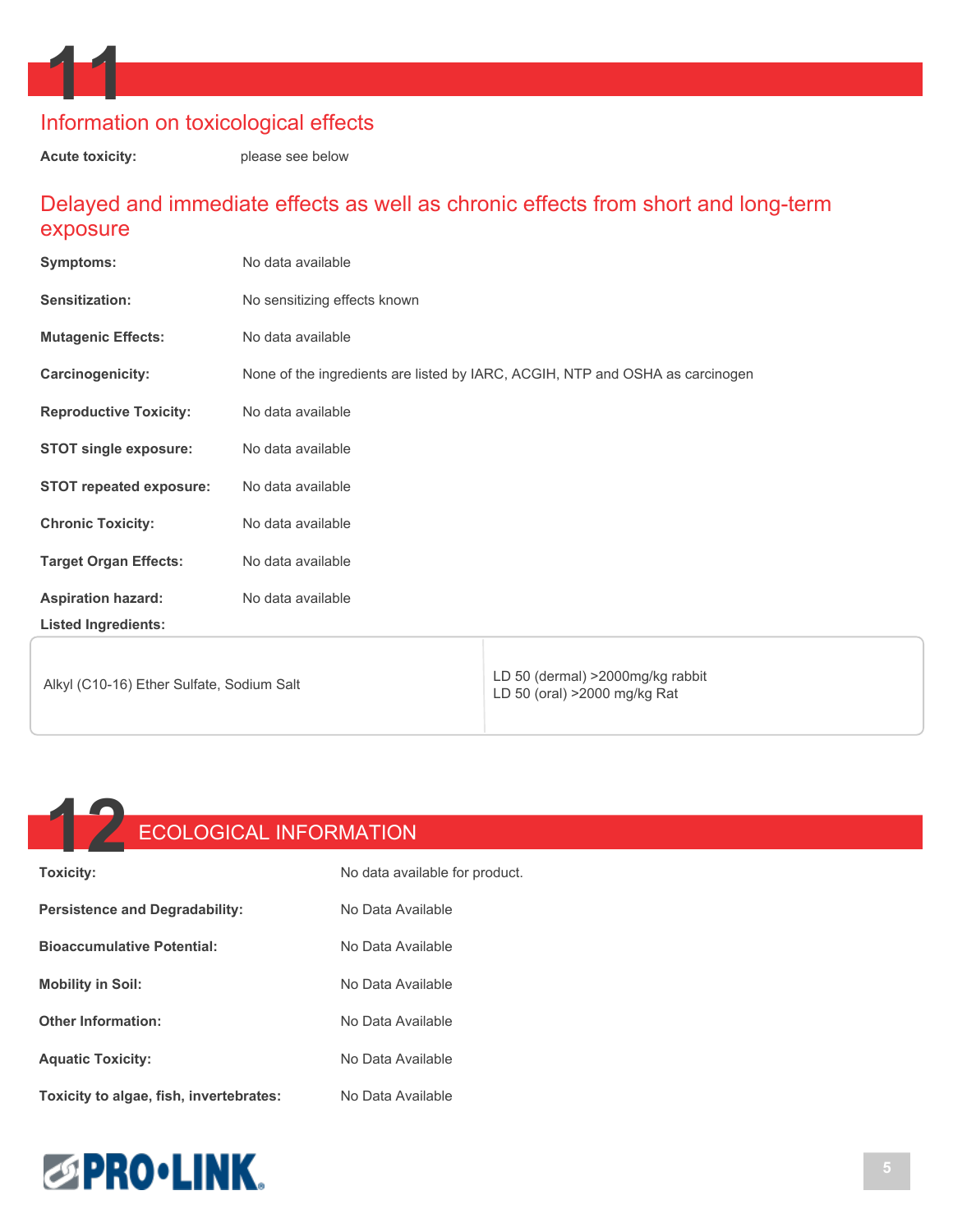# 11

## Information on toxicological effects

**Acute toxicity:** please see below

## Delayed and immediate effects as well as chronic effects from short and long-term exposure

**Symptoms:** No data available

**Sensitization:** No sensitizing effects known

**Mutagenic Effects:** No data available

**Carcinogenicity:** None of the ingredients are listed by IARC, ACGIH, NTP and OSHA as carcinogen

**Reproductive Toxicity:** No data available

**STOT single exposure:** No data available

**STOT repeated exposure:** No data available

**Chronic Toxicity:** No data available

**Target Organ Effects:** No data available

**Aspiration hazard:** No data available

**Listed Ingredients:**

| | |
|---|---|
| Alkyl (C10-16) Ether Sulfate, Sodium Salt | LD 50 (dermal) >2000mg/kg rabbit<br>LD 50 (oral) >2000 mg/kg Rat |

# 12 ECOLOGICAL INFORMATION

**Toxicity:** No data available for product.

**Persistence and Degradability:** No Data Available

**Bioaccumulative Potential:** No Data Available

**Mobility in Soil:** No Data Available

**Other Information:** No Data Available

**Aquatic Toxicity:** No Data Available

**Toxicity to algae, fish, invertebrates:** No Data Available

PRO•LINK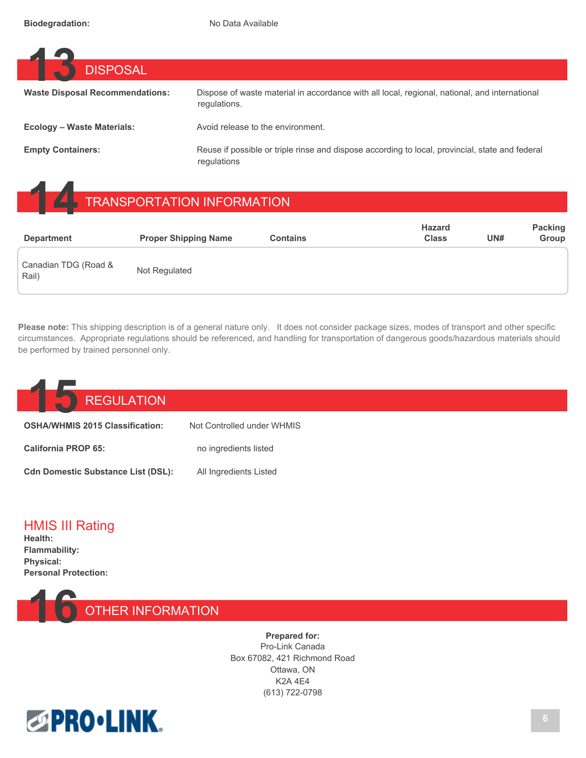**Biodegradation:** No Data Available

## 13 DISPOSAL

**Waste Disposal Recommendations:** Dispose of waste material in accordance with all local, regional, national, and international regulations.

**Ecology – Waste Materials:** Avoid release to the environment.

**Empty Containers:** Reuse if possible or triple rinse and dispose according to local, provincial, state and federal regulations

## 14 TRANSPORTATION INFORMATION

| Department | Proper Shipping Name | Contains | Hazard Class | UN# | Packing Group |
|---|---|---|---|---|---|
| Canadian TDG (Road & Rail) | Not Regulated | | | | |

**Please note:** This shipping description is of a general nature only. It does not consider package sizes, modes of transport and other specific circumstances. Appropriate regulations should be referenced, and handling for transportation of dangerous goods/hazardous materials should be performed by trained personnel only.

## 15 REGULATION

**OSHA/WHMIS 2015 Classification:** Not Controlled under WHMIS

**California PROP 65:** no ingredients listed

**Cdn Domestic Substance List (DSL):** All Ingredients Listed

### HMIS III Rating

**Health:**
**Flammability:**
**Physical:**
**Personal Protection:**

## 16 OTHER INFORMATION

**Prepared for:**
Pro-Link Canada
Box 67082, 421 Richmond Road
Ottawa, ON
K2A 4E4
(613) 722-0798

PRO•LINK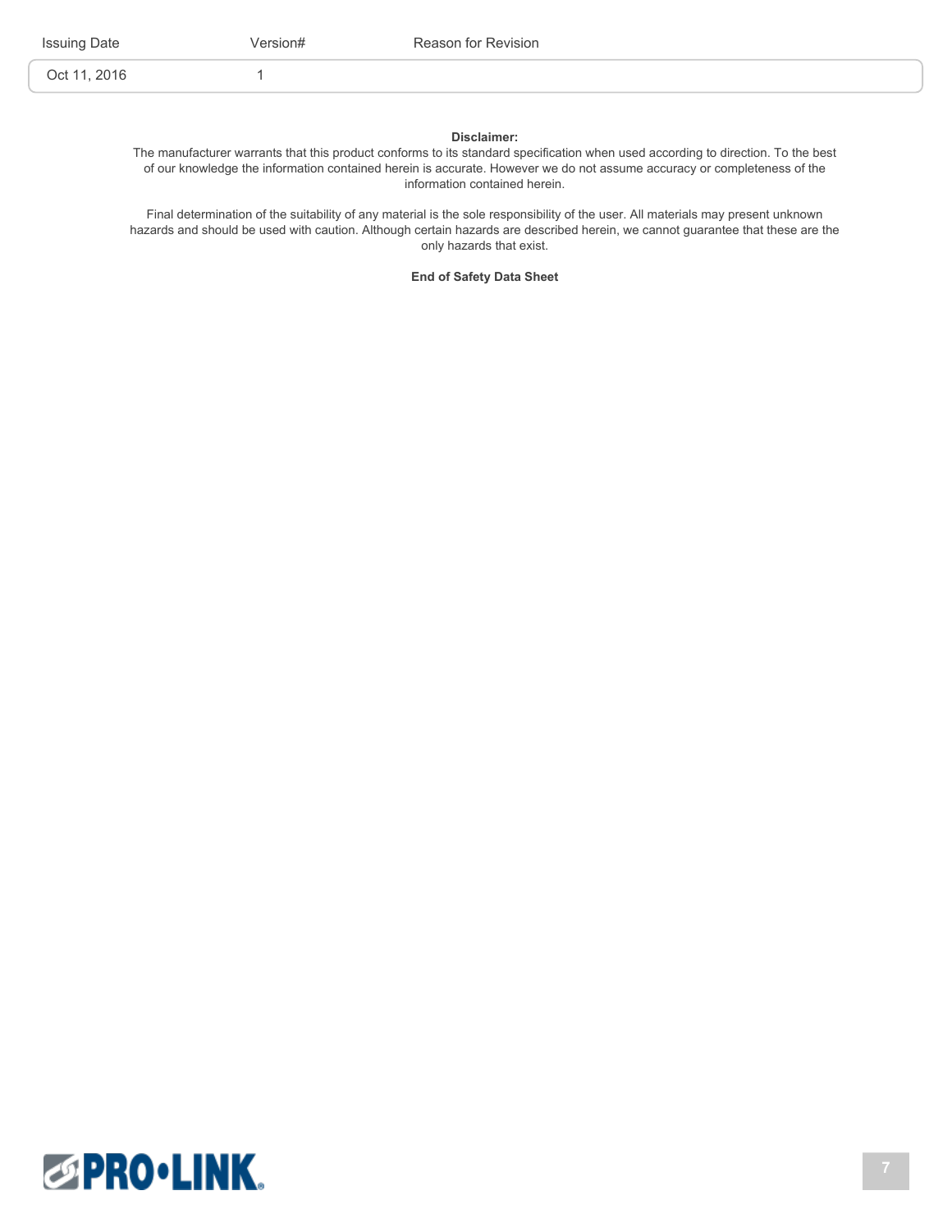| Issuing Date | Version# | Reason for Revision |
| --- | --- | --- |
| Oct 11, 2016 | 1 | |

**Disclaimer:**

The manufacturer warrants that this product conforms to its standard specification when used according to direction. To the best of our knowledge the information contained herein is accurate. However we do not assume accuracy or completeness of the information contained herein.

Final determination of the suitability of any material is the sole responsibility of the user. All materials may present unknown hazards and should be used with caution. Although certain hazards are described herein, we cannot guarantee that these are the only hazards that exist.

**End of Safety Data Sheet**